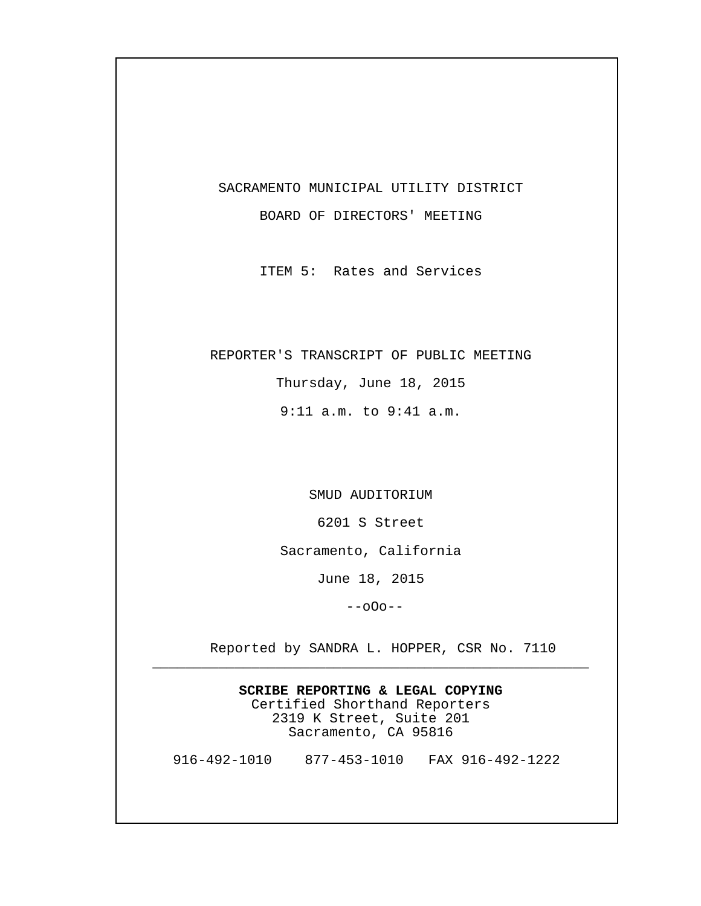SACRAMENTO MUNICIPAL UTILITY DISTRICT

BOARD OF DIRECTORS' MEETING

ITEM 5: Rates and Services

REPORTER'S TRANSCRIPT OF PUBLIC MEETING

Thursday, June 18, 2015

9:11 a.m. to 9:41 a.m.

SMUD AUDITORIUM

6201 S Street

Sacramento, California

June 18, 2015

--oOo--

Reported by SANDRA L. HOPPER, CSR No. 7110

---

**SCRIBE REPORTING & LEGAL COPYING**
Certified Shorthand Reporters
2319 K Street, Suite 201
Sacramento, CA 95816

916-492-1010    877-453-1010    FAX 916-492-1222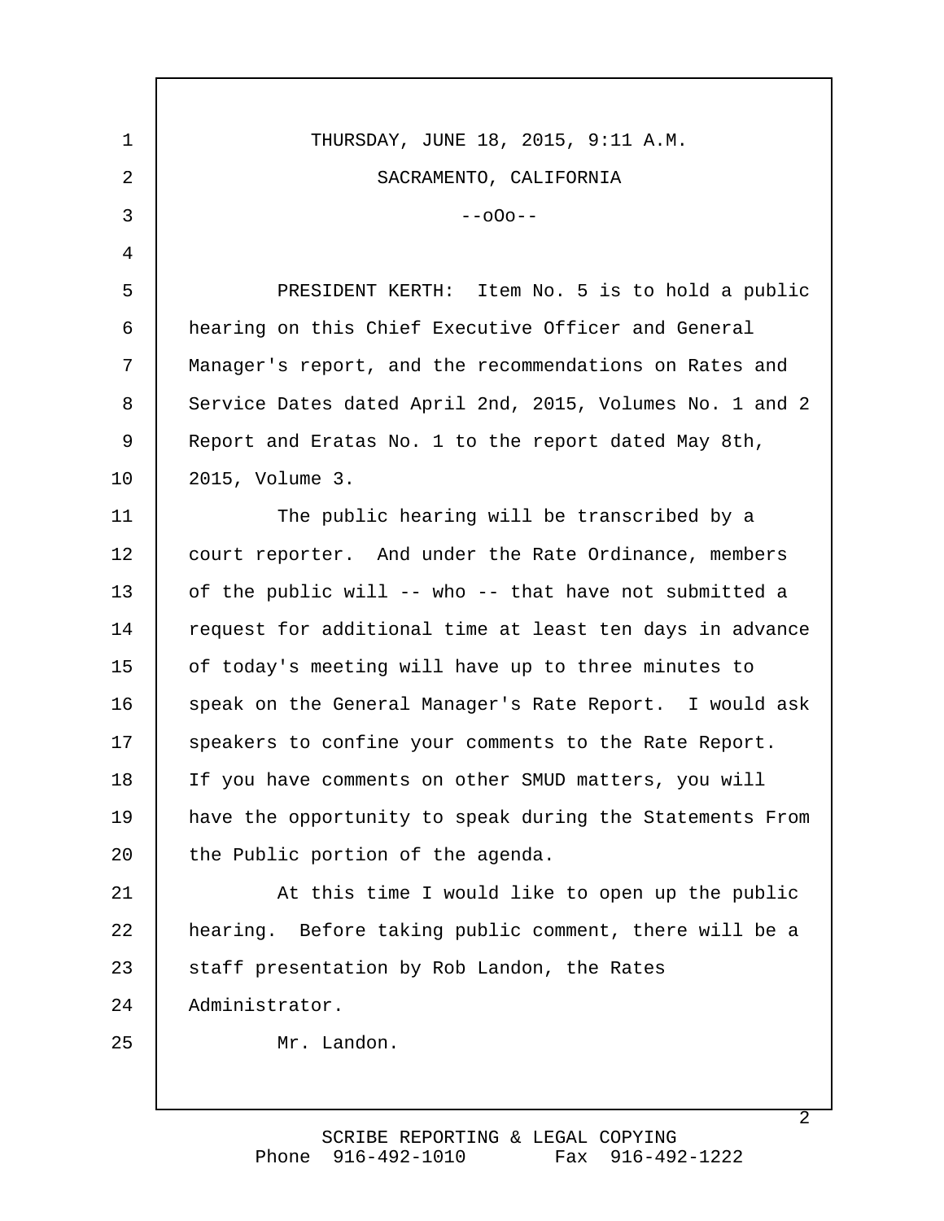THURSDAY, JUNE 18, 2015, 9:11 A.M.

SACRAMENTO, CALIFORNIA

--oOo--

PRESIDENT KERTH: Item No. 5 is to hold a public hearing on this Chief Executive Officer and General Manager's report, and the recommendations on Rates and Service Dates dated April 2nd, 2015, Volumes No. 1 and 2 Report and Eratas No. 1 to the report dated May 8th, 2015, Volume 3.

The public hearing will be transcribed by a court reporter. And under the Rate Ordinance, members of the public will -- who -- that have not submitted a request for additional time at least ten days in advance of today's meeting will have up to three minutes to speak on the General Manager's Rate Report. I would ask speakers to confine your comments to the Rate Report. If you have comments on other SMUD matters, you will have the opportunity to speak during the Statements From the Public portion of the agenda.

At this time I would like to open up the public hearing. Before taking public comment, there will be a staff presentation by Rob Landon, the Rates Administrator.

Mr. Landon.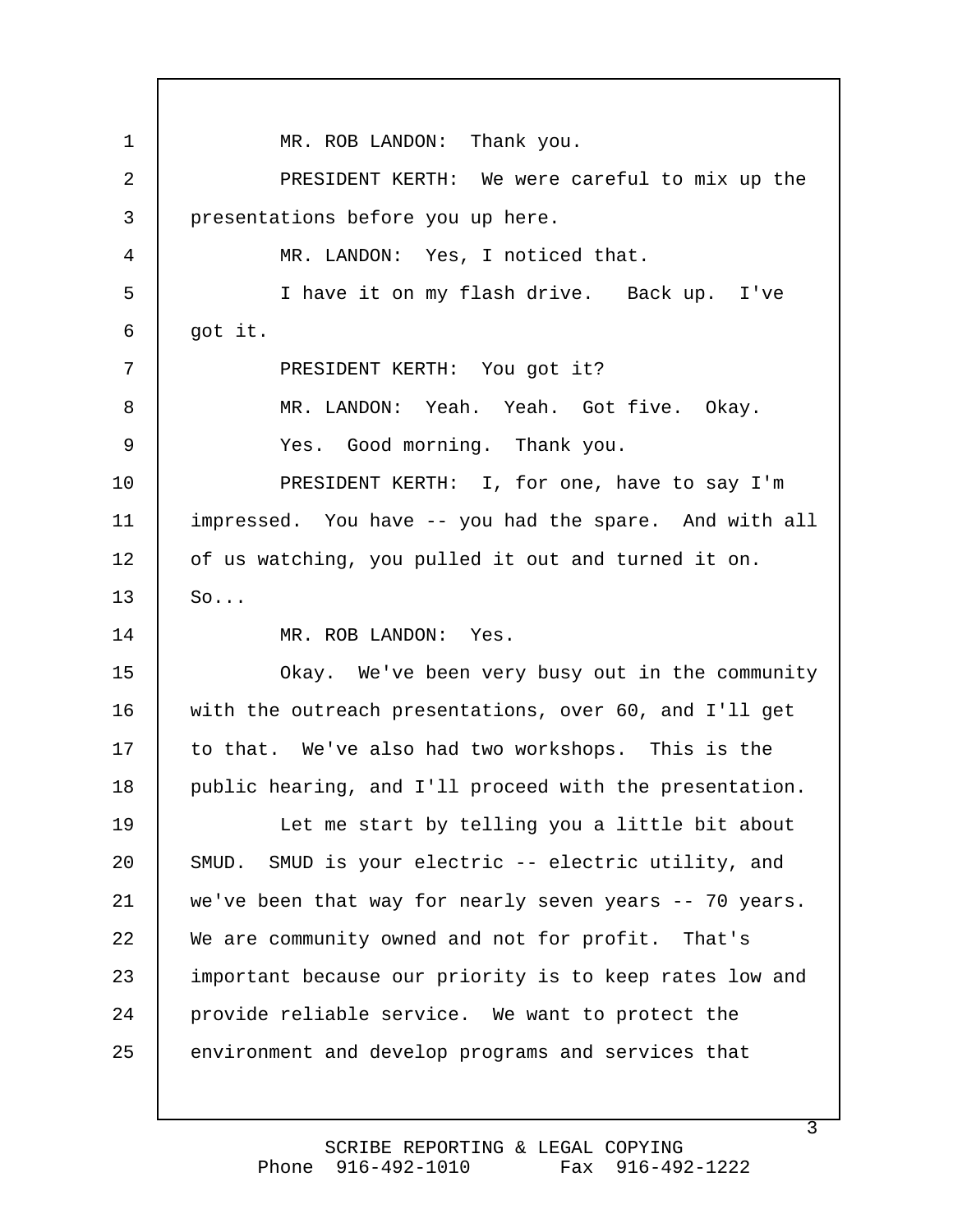MR. ROB LANDON: Thank you.

PRESIDENT KERTH: We were careful to mix up the presentations before you up here.

MR. LANDON: Yes, I noticed that.

I have it on my flash drive. Back up. I've got it.

PRESIDENT KERTH: You got it?

MR. LANDON: Yeah. Yeah. Got five. Okay.

Yes. Good morning. Thank you.

PRESIDENT KERTH: I, for one, have to say I'm impressed. You have -- you had the spare. And with all of us watching, you pulled it out and turned it on. So...

MR. ROB LANDON: Yes.

Okay. We've been very busy out in the community with the outreach presentations, over 60, and I'll get to that. We've also had two workshops. This is the public hearing, and I'll proceed with the presentation.

Let me start by telling you a little bit about SMUD. SMUD is your electric -- electric utility, and we've been that way for nearly seven years -- 70 years. We are community owned and not for profit. That's important because our priority is to keep rates low and provide reliable service. We want to protect the environment and develop programs and services that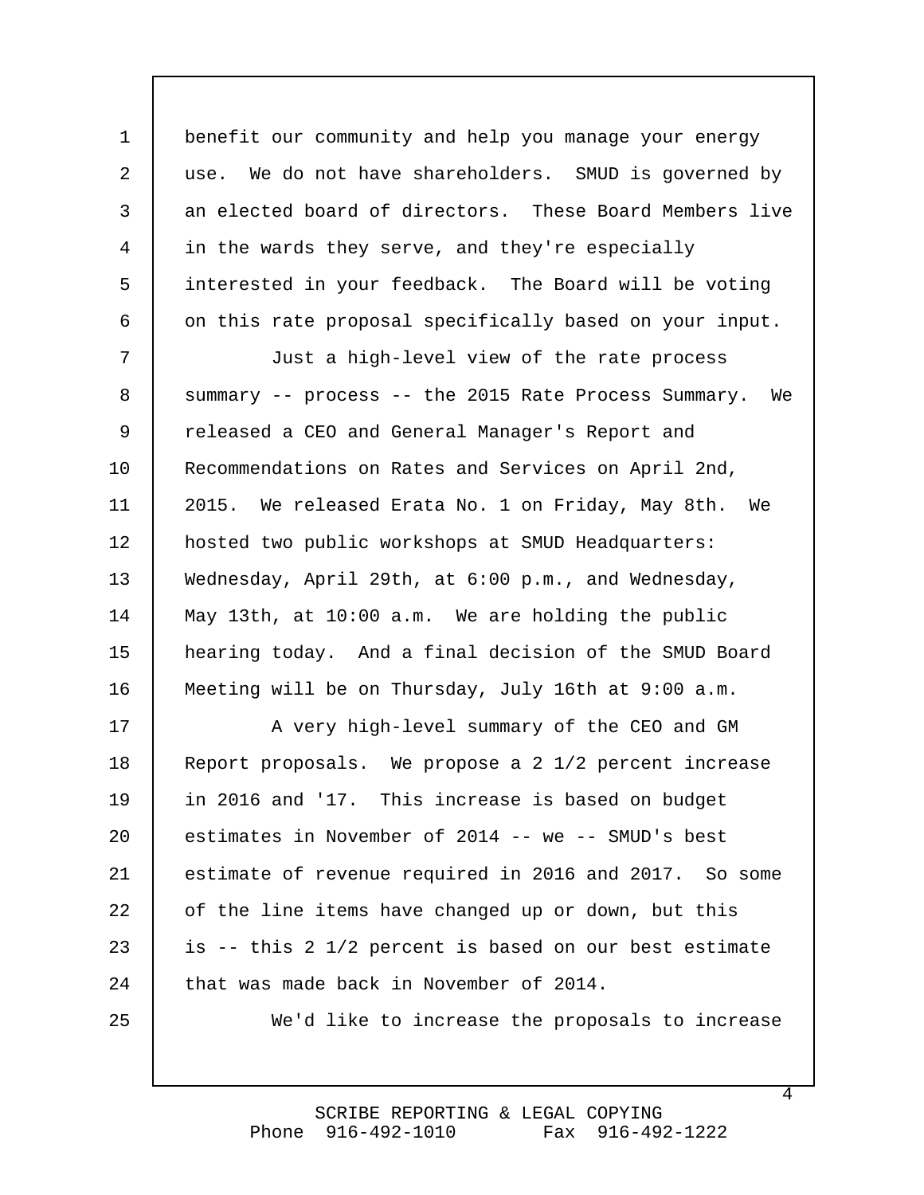benefit our community and help you manage your energy use. We do not have shareholders. SMUD is governed by an elected board of directors. These Board Members live in the wards they serve, and they're especially interested in your feedback. The Board will be voting on this rate proposal specifically based on your input.

Just a high-level view of the rate process summary -- process -- the 2015 Rate Process Summary. We released a CEO and General Manager's Report and Recommendations on Rates and Services on April 2nd, 2015. We released Erata No. 1 on Friday, May 8th. We hosted two public workshops at SMUD Headquarters: Wednesday, April 29th, at 6:00 p.m., and Wednesday, May 13th, at 10:00 a.m. We are holding the public hearing today. And a final decision of the SMUD Board Meeting will be on Thursday, July 16th at 9:00 a.m.

A very high-level summary of the CEO and GM Report proposals. We propose a 2 1/2 percent increase in 2016 and '17. This increase is based on budget estimates in November of 2014 -- we -- SMUD's best estimate of revenue required in 2016 and 2017. So some of the line items have changed up or down, but this is -- this 2 1/2 percent is based on our best estimate that was made back in November of 2014.

We'd like to increase the proposals to increase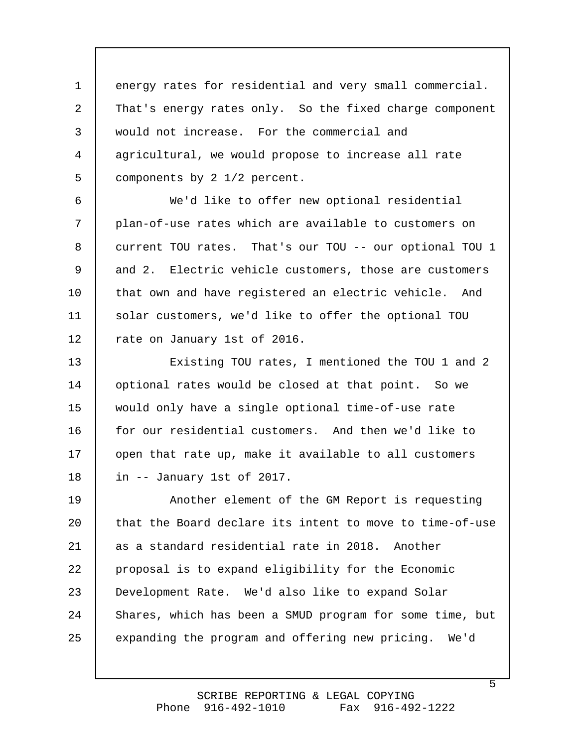energy rates for residential and very small commercial. That's energy rates only. So the fixed charge component would not increase. For the commercial and agricultural, we would propose to increase all rate components by 2 1/2 percent.

We'd like to offer new optional residential plan-of-use rates which are available to customers on current TOU rates. That's our TOU -- our optional TOU 1 and 2. Electric vehicle customers, those are customers that own and have registered an electric vehicle. And solar customers, we'd like to offer the optional TOU rate on January 1st of 2016.

Existing TOU rates, I mentioned the TOU 1 and 2 optional rates would be closed at that point. So we would only have a single optional time-of-use rate for our residential customers. And then we'd like to open that rate up, make it available to all customers in -- January 1st of 2017.

Another element of the GM Report is requesting that the Board declare its intent to move to time-of-use as a standard residential rate in 2018. Another proposal is to expand eligibility for the Economic Development Rate. We'd also like to expand Solar Shares, which has been a SMUD program for some time, but expanding the program and offering new pricing. We'd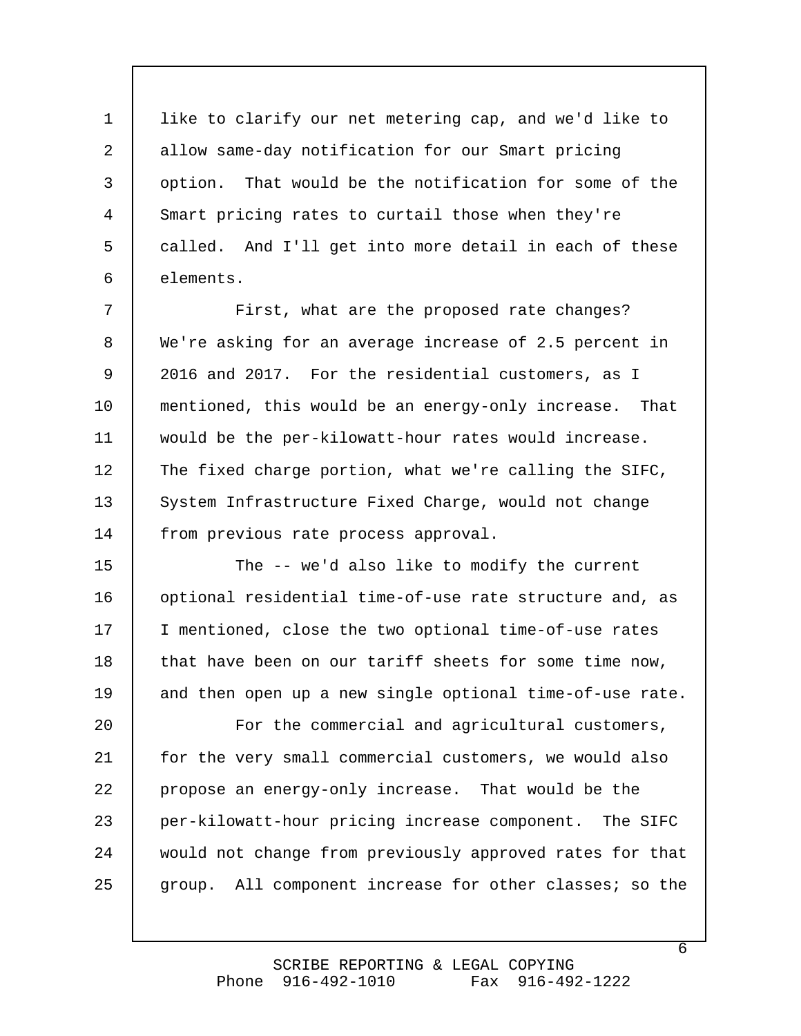like to clarify our net metering cap, and we'd like to allow same-day notification for our Smart pricing option. That would be the notification for some of the Smart pricing rates to curtail those when they're called. And I'll get into more detail in each of these elements.

First, what are the proposed rate changes? We're asking for an average increase of 2.5 percent in 2016 and 2017. For the residential customers, as I mentioned, this would be an energy-only increase. That would be the per-kilowatt-hour rates would increase. The fixed charge portion, what we're calling the SIFC, System Infrastructure Fixed Charge, would not change from previous rate process approval.

The -- we'd also like to modify the current optional residential time-of-use rate structure and, as I mentioned, close the two optional time-of-use rates that have been on our tariff sheets for some time now, and then open up a new single optional time-of-use rate.

For the commercial and agricultural customers, for the very small commercial customers, we would also propose an energy-only increase. That would be the per-kilowatt-hour pricing increase component. The SIFC would not change from previously approved rates for that group. All component increase for other classes; so the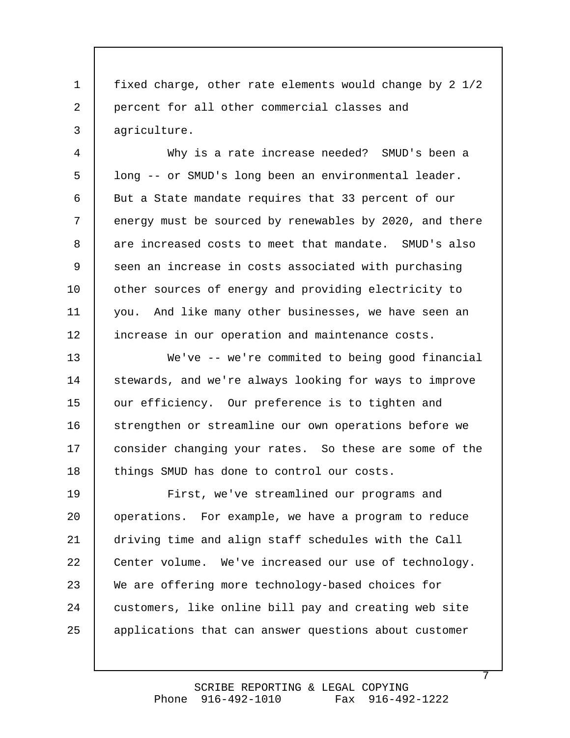fixed charge, other rate elements would change by 2 1/2 percent for all other commercial classes and agriculture.

Why is a rate increase needed? SMUD's been a long -- or SMUD's long been an environmental leader. But a State mandate requires that 33 percent of our energy must be sourced by renewables by 2020, and there are increased costs to meet that mandate. SMUD's also seen an increase in costs associated with purchasing other sources of energy and providing electricity to you. And like many other businesses, we have seen an increase in our operation and maintenance costs.

We've -- we're commited to being good financial stewards, and we're always looking for ways to improve our efficiency. Our preference is to tighten and strengthen or streamline our own operations before we consider changing your rates. So these are some of the things SMUD has done to control our costs.

First, we've streamlined our programs and operations. For example, we have a program to reduce driving time and align staff schedules with the Call Center volume. We've increased our use of technology. We are offering more technology-based choices for customers, like online bill pay and creating web site applications that can answer questions about customer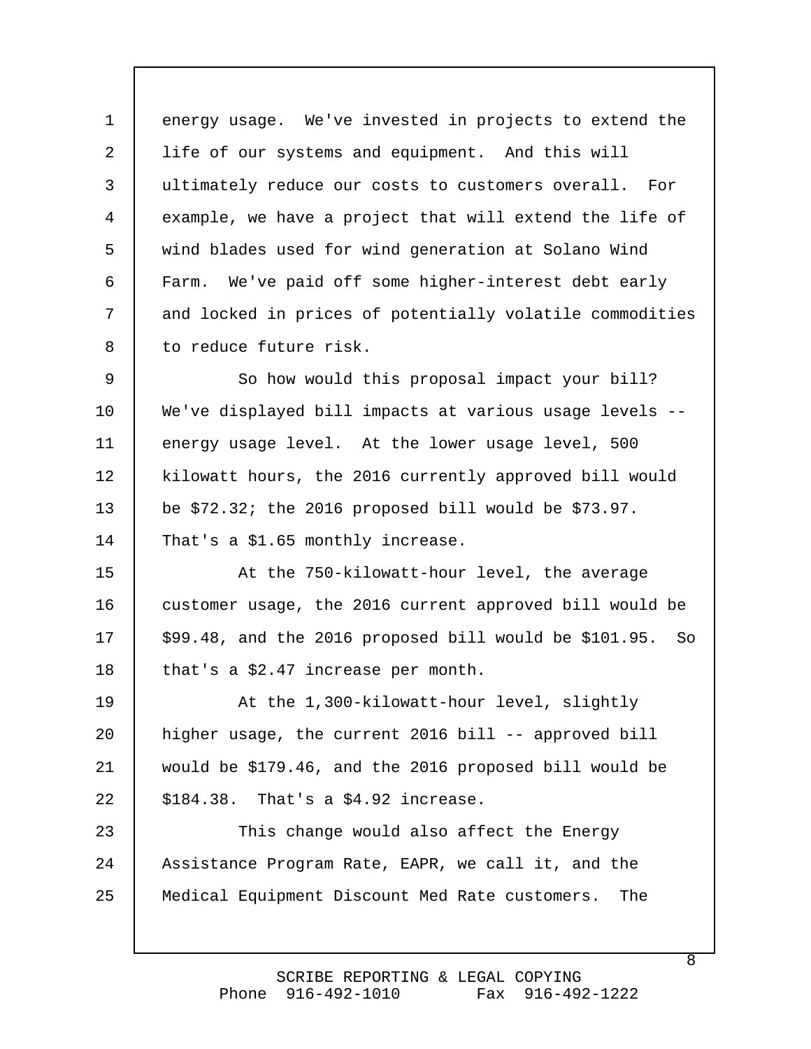energy usage. We've invested in projects to extend the life of our systems and equipment. And this will ultimately reduce our costs to customers overall. For example, we have a project that will extend the life of wind blades used for wind generation at Solano Wind Farm. We've paid off some higher-interest debt early and locked in prices of potentially volatile commodities to reduce future risk.

So how would this proposal impact your bill? We've displayed bill impacts at various usage levels -- energy usage level. At the lower usage level, 500 kilowatt hours, the 2016 currently approved bill would be $72.32; the 2016 proposed bill would be $73.97. That's a $1.65 monthly increase.

At the 750-kilowatt-hour level, the average customer usage, the 2016 current approved bill would be $99.48, and the 2016 proposed bill would be $101.95. So that's a $2.47 increase per month.

At the 1,300-kilowatt-hour level, slightly higher usage, the current 2016 bill -- approved bill would be $179.46, and the 2016 proposed bill would be $184.38. That's a $4.92 increase.

This change would also affect the Energy Assistance Program Rate, EAPR, we call it, and the Medical Equipment Discount Med Rate customers. The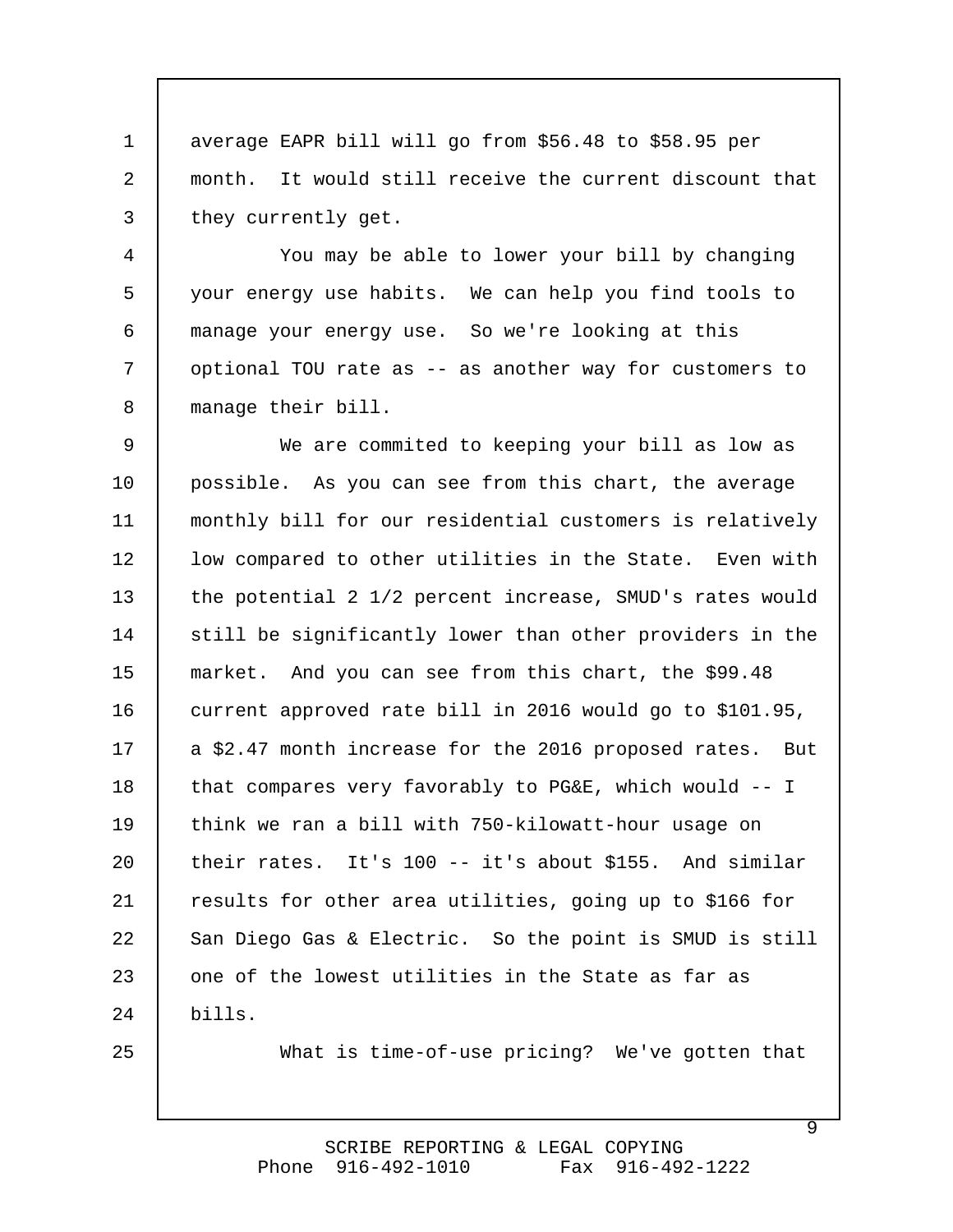average EAPR bill will go from $56.48 to $58.95 per month. It would still receive the current discount that they currently get.

You may be able to lower your bill by changing your energy use habits. We can help you find tools to manage your energy use. So we're looking at this optional TOU rate as -- as another way for customers to manage their bill.

We are commited to keeping your bill as low as possible. As you can see from this chart, the average monthly bill for our residential customers is relatively low compared to other utilities in the State. Even with the potential 2 1/2 percent increase, SMUD's rates would still be significantly lower than other providers in the market. And you can see from this chart, the $99.48 current approved rate bill in 2016 would go to $101.95, a $2.47 month increase for the 2016 proposed rates. But that compares very favorably to PG&E, which would -- I think we ran a bill with 750-kilowatt-hour usage on their rates. It's 100 -- it's about $155. And similar results for other area utilities, going up to $166 for San Diego Gas & Electric. So the point is SMUD is still one of the lowest utilities in the State as far as bills.

What is time-of-use pricing? We've gotten that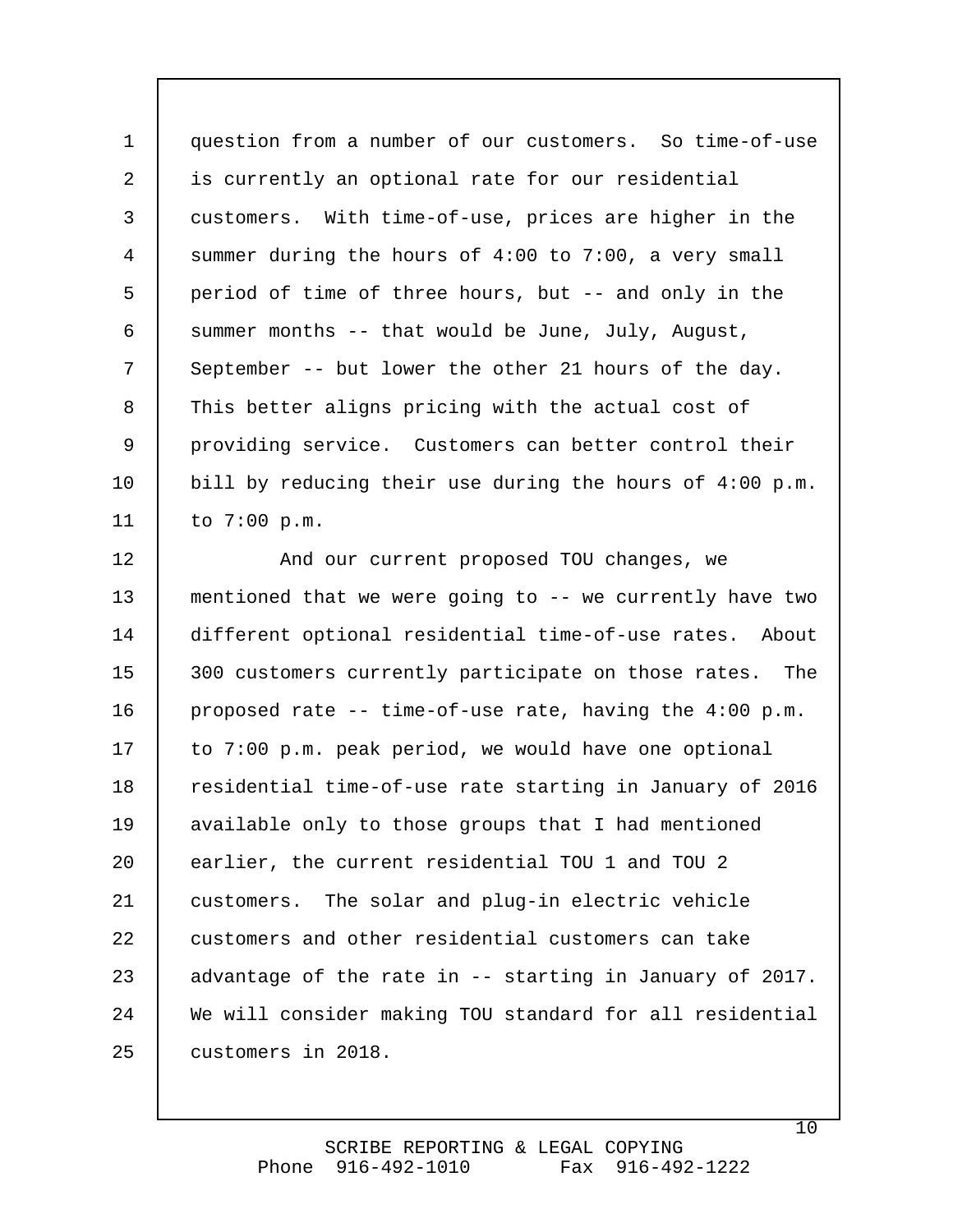question from a number of our customers. So time-of-use is currently an optional rate for our residential customers. With time-of-use, prices are higher in the summer during the hours of 4:00 to 7:00, a very small period of time of three hours, but -- and only in the summer months -- that would be June, July, August, September -- but lower the other 21 hours of the day. This better aligns pricing with the actual cost of providing service. Customers can better control their bill by reducing their use during the hours of 4:00 p.m. to 7:00 p.m.

And our current proposed TOU changes, we mentioned that we were going to -- we currently have two different optional residential time-of-use rates. About 300 customers currently participate on those rates. The proposed rate -- time-of-use rate, having the 4:00 p.m. to 7:00 p.m. peak period, we would have one optional residential time-of-use rate starting in January of 2016 available only to those groups that I had mentioned earlier, the current residential TOU 1 and TOU 2 customers. The solar and plug-in electric vehicle customers and other residential customers can take advantage of the rate in -- starting in January of 2017. We will consider making TOU standard for all residential customers in 2018.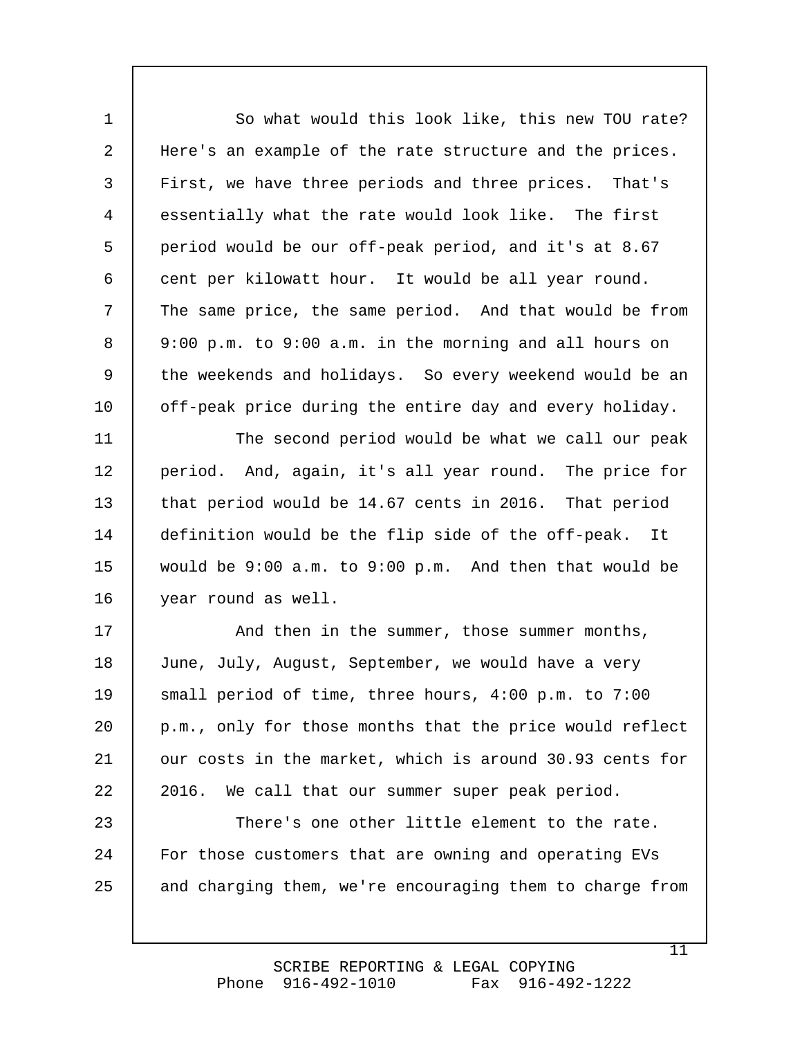So what would this look like, this new TOU rate? Here's an example of the rate structure and the prices. First, we have three periods and three prices. That's essentially what the rate would look like. The first period would be our off-peak period, and it's at 8.67 cent per kilowatt hour. It would be all year round. The same price, the same period. And that would be from 9:00 p.m. to 9:00 a.m. in the morning and all hours on the weekends and holidays. So every weekend would be an off-peak price during the entire day and every holiday.

The second period would be what we call our peak period. And, again, it's all year round. The price for that period would be 14.67 cents in 2016. That period definition would be the flip side of the off-peak. It would be 9:00 a.m. to 9:00 p.m. And then that would be year round as well.

And then in the summer, those summer months, June, July, August, September, we would have a very small period of time, three hours, 4:00 p.m. to 7:00 p.m., only for those months that the price would reflect our costs in the market, which is around 30.93 cents for 2016. We call that our summer super peak period.

There's one other little element to the rate. For those customers that are owning and operating EVs and charging them, we're encouraging them to charge from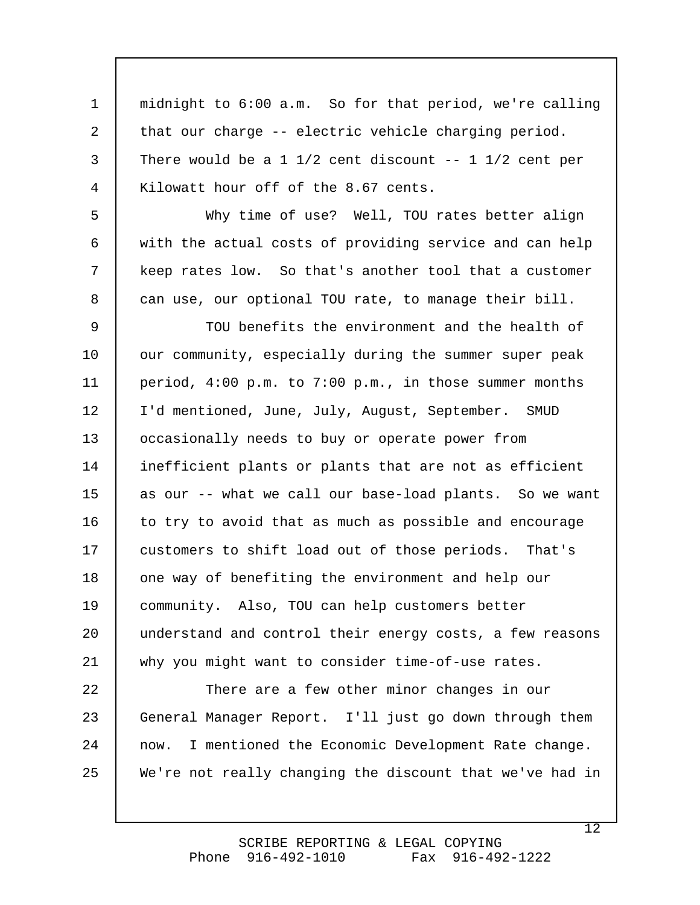midnight to 6:00 a.m. So for that period, we're calling that our charge -- electric vehicle charging period. There would be a 1 1/2 cent discount -- 1 1/2 cent per Kilowatt hour off of the 8.67 cents.

Why time of use? Well, TOU rates better align with the actual costs of providing service and can help keep rates low. So that's another tool that a customer can use, our optional TOU rate, to manage their bill.

TOU benefits the environment and the health of our community, especially during the summer super peak period, 4:00 p.m. to 7:00 p.m., in those summer months I'd mentioned, June, July, August, September. SMUD occasionally needs to buy or operate power from inefficient plants or plants that are not as efficient as our -- what we call our base-load plants. So we want to try to avoid that as much as possible and encourage customers to shift load out of those periods. That's one way of benefiting the environment and help our community. Also, TOU can help customers better understand and control their energy costs, a few reasons why you might want to consider time-of-use rates.

There are a few other minor changes in our General Manager Report. I'll just go down through them now. I mentioned the Economic Development Rate change. We're not really changing the discount that we've had in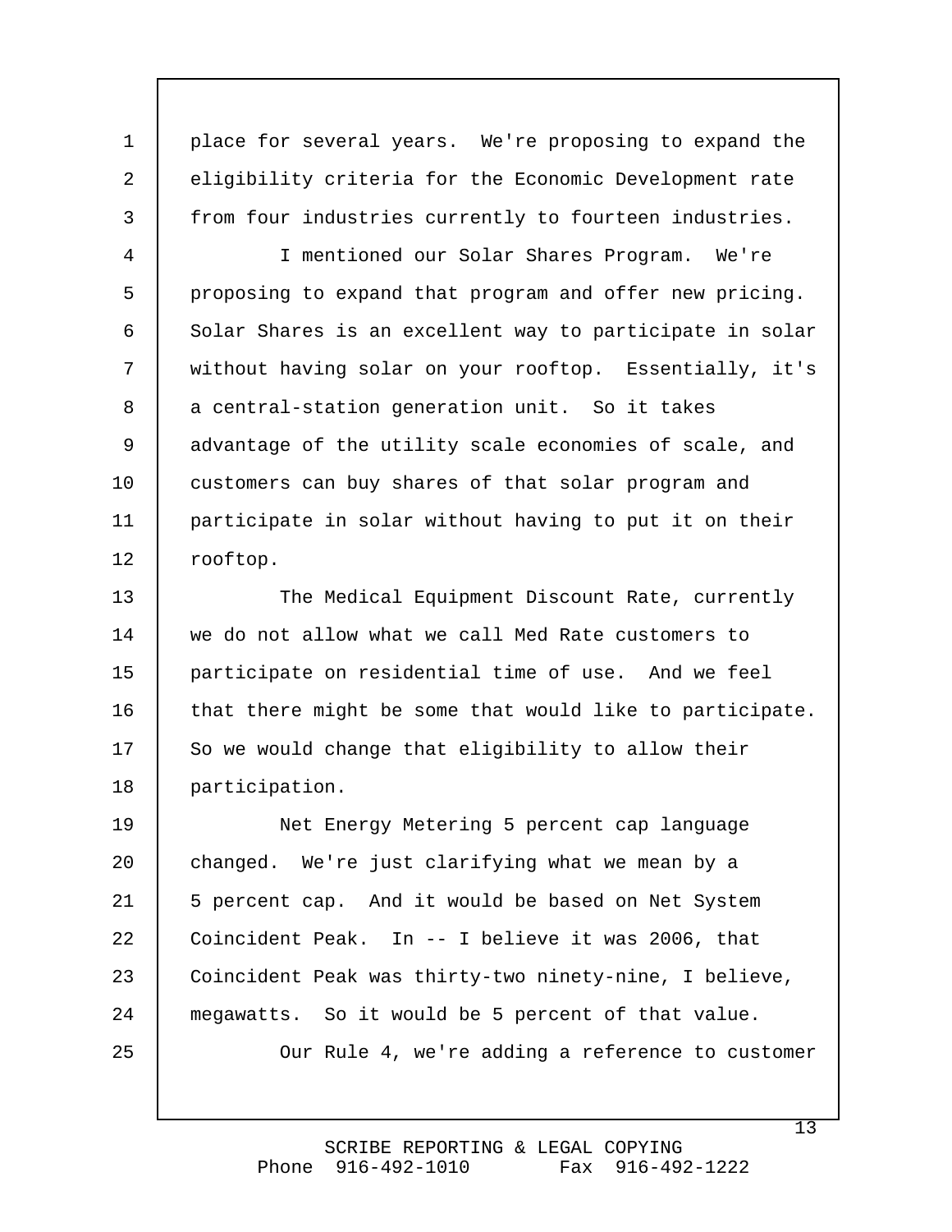place for several years. We're proposing to expand the eligibility criteria for the Economic Development rate from four industries currently to fourteen industries.

I mentioned our Solar Shares Program. We're proposing to expand that program and offer new pricing. Solar Shares is an excellent way to participate in solar without having solar on your rooftop. Essentially, it's a central-station generation unit. So it takes advantage of the utility scale economies of scale, and customers can buy shares of that solar program and participate in solar without having to put it on their rooftop.

The Medical Equipment Discount Rate, currently we do not allow what we call Med Rate customers to participate on residential time of use. And we feel that there might be some that would like to participate. So we would change that eligibility to allow their participation.

Net Energy Metering 5 percent cap language changed. We're just clarifying what we mean by a 5 percent cap. And it would be based on Net System Coincident Peak. In -- I believe it was 2006, that Coincident Peak was thirty-two ninety-nine, I believe, megawatts. So it would be 5 percent of that value.

Our Rule 4, we're adding a reference to customer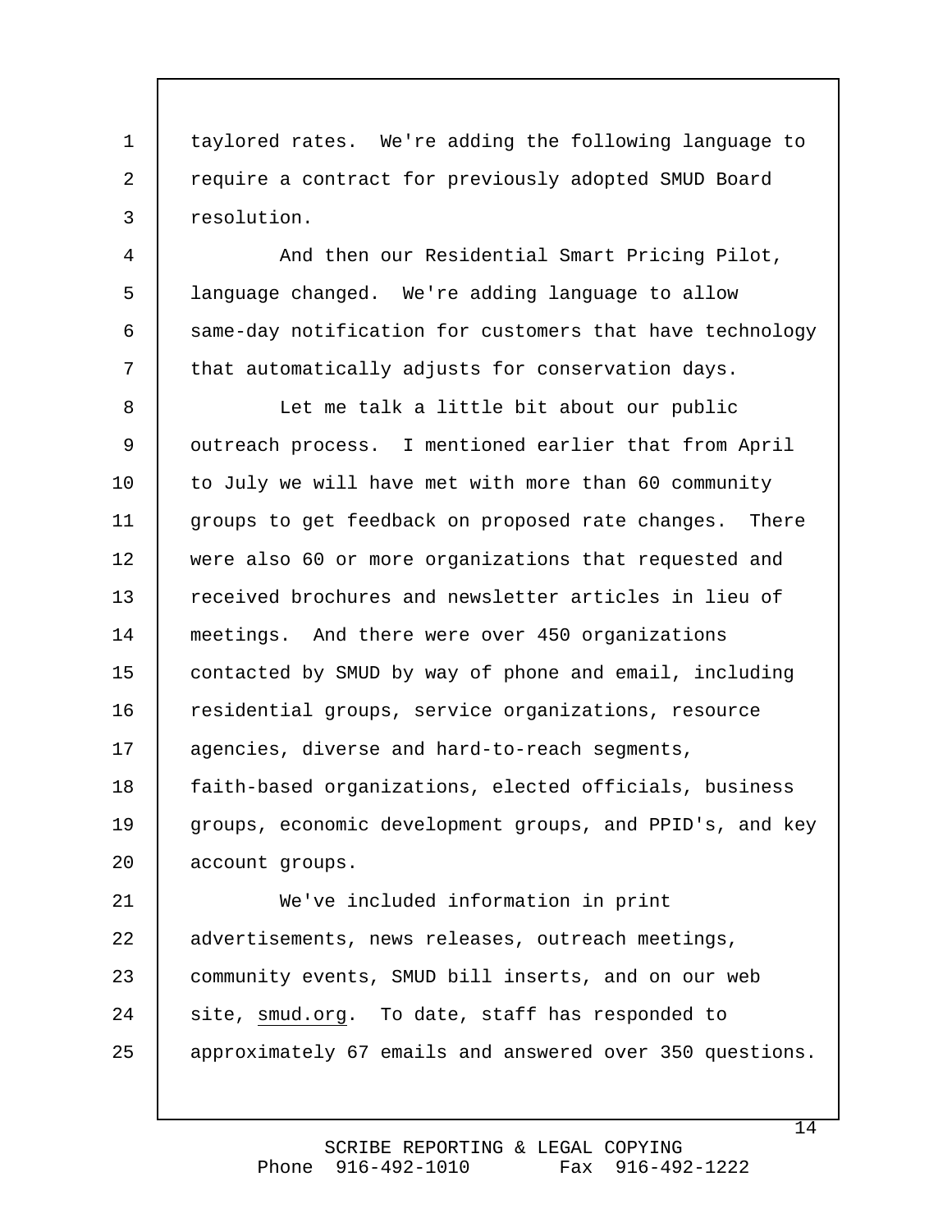taylored rates. We're adding the following language to require a contract for previously adopted SMUD Board resolution.

And then our Residential Smart Pricing Pilot, language changed. We're adding language to allow same-day notification for customers that have technology that automatically adjusts for conservation days.

Let me talk a little bit about our public outreach process. I mentioned earlier that from April to July we will have met with more than 60 community groups to get feedback on proposed rate changes. There were also 60 or more organizations that requested and received brochures and newsletter articles in lieu of meetings. And there were over 450 organizations contacted by SMUD by way of phone and email, including residential groups, service organizations, resource agencies, diverse and hard-to-reach segments, faith-based organizations, elected officials, business groups, economic development groups, and PPID's, and key account groups.

We've included information in print advertisements, news releases, outreach meetings, community events, SMUD bill inserts, and on our web site, smud.org. To date, staff has responded to approximately 67 emails and answered over 350 questions.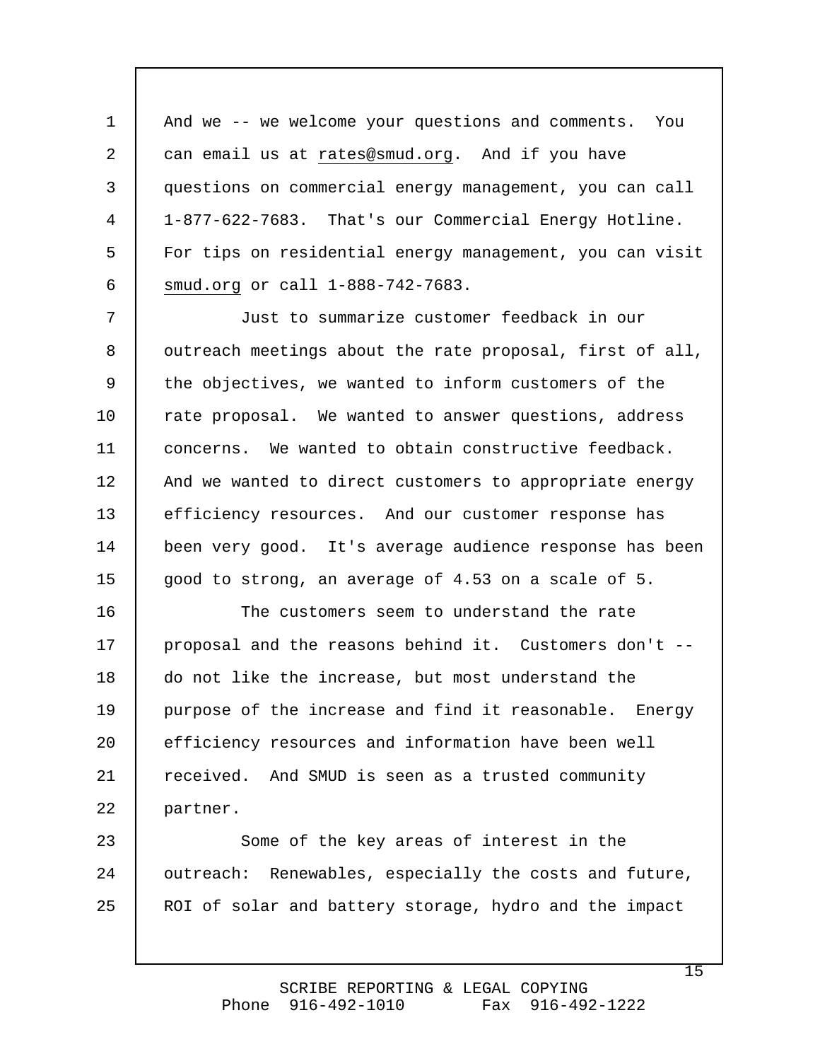And we -- we welcome your questions and comments. You can email us at rates@smud.org. And if you have questions on commercial energy management, you can call 1-877-622-7683. That's our Commercial Energy Hotline. For tips on residential energy management, you can visit smud.org or call 1-888-742-7683.

Just to summarize customer feedback in our outreach meetings about the rate proposal, first of all, the objectives, we wanted to inform customers of the rate proposal. We wanted to answer questions, address concerns. We wanted to obtain constructive feedback. And we wanted to direct customers to appropriate energy efficiency resources. And our customer response has been very good. It's average audience response has been good to strong, an average of 4.53 on a scale of 5.

The customers seem to understand the rate proposal and the reasons behind it. Customers don't -- do not like the increase, but most understand the purpose of the increase and find it reasonable. Energy efficiency resources and information have been well received. And SMUD is seen as a trusted community partner.

Some of the key areas of interest in the outreach: Renewables, especially the costs and future, ROI of solar and battery storage, hydro and the impact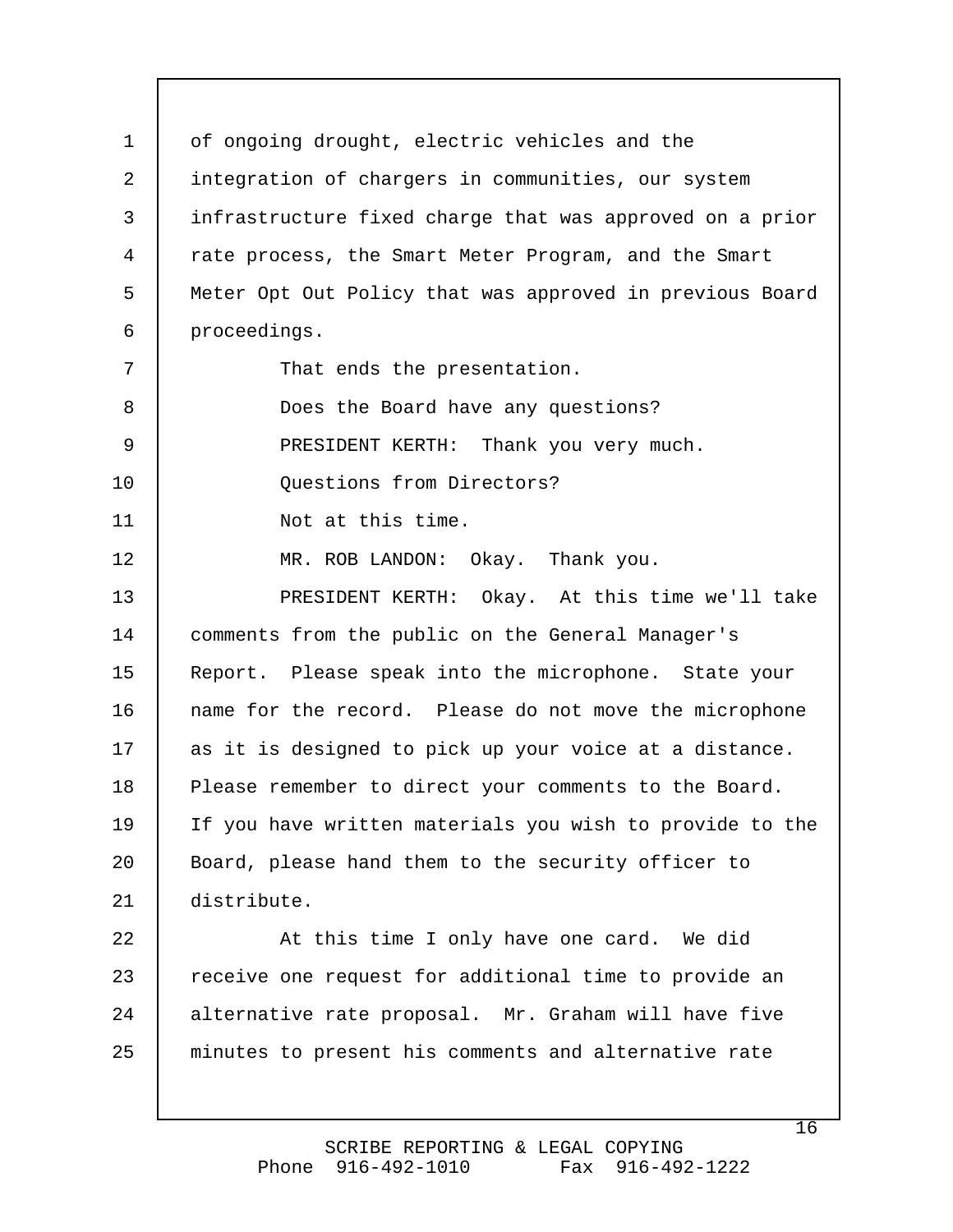of ongoing drought, electric vehicles and the integration of chargers in communities, our system infrastructure fixed charge that was approved on a prior rate process, the Smart Meter Program, and the Smart Meter Opt Out Policy that was approved in previous Board proceedings.

That ends the presentation.

Does the Board have any questions?

PRESIDENT KERTH: Thank you very much.

Questions from Directors?

Not at this time.

MR. ROB LANDON: Okay. Thank you.

PRESIDENT KERTH: Okay. At this time we'll take comments from the public on the General Manager's Report. Please speak into the microphone. State your name for the record. Please do not move the microphone as it is designed to pick up your voice at a distance. Please remember to direct your comments to the Board. If you have written materials you wish to provide to the Board, please hand them to the security officer to distribute.

At this time I only have one card. We did receive one request for additional time to provide an alternative rate proposal. Mr. Graham will have five minutes to present his comments and alternative rate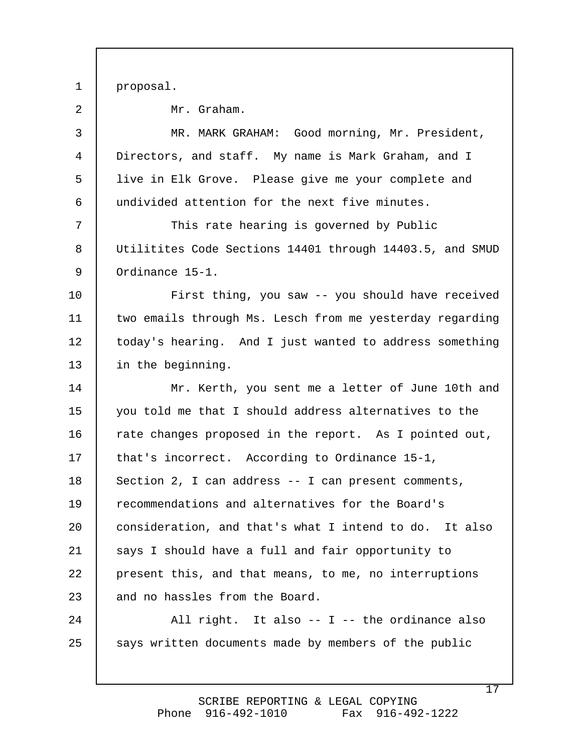proposal.

Mr. Graham.

MR. MARK GRAHAM: Good morning, Mr. President, Directors, and staff. My name is Mark Graham, and I live in Elk Grove. Please give me your complete and undivided attention for the next five minutes.

This rate hearing is governed by Public Utilitites Code Sections 14401 through 14403.5, and SMUD Ordinance 15-1.

First thing, you saw -- you should have received two emails through Ms. Lesch from me yesterday regarding today's hearing. And I just wanted to address something in the beginning.

Mr. Kerth, you sent me a letter of June 10th and you told me that I should address alternatives to the rate changes proposed in the report. As I pointed out, that's incorrect. According to Ordinance 15-1, Section 2, I can address -- I can present comments, recommendations and alternatives for the Board's consideration, and that's what I intend to do. It also says I should have a full and fair opportunity to present this, and that means, to me, no interruptions and no hassles from the Board.

All right. It also -- I -- the ordinance also says written documents made by members of the public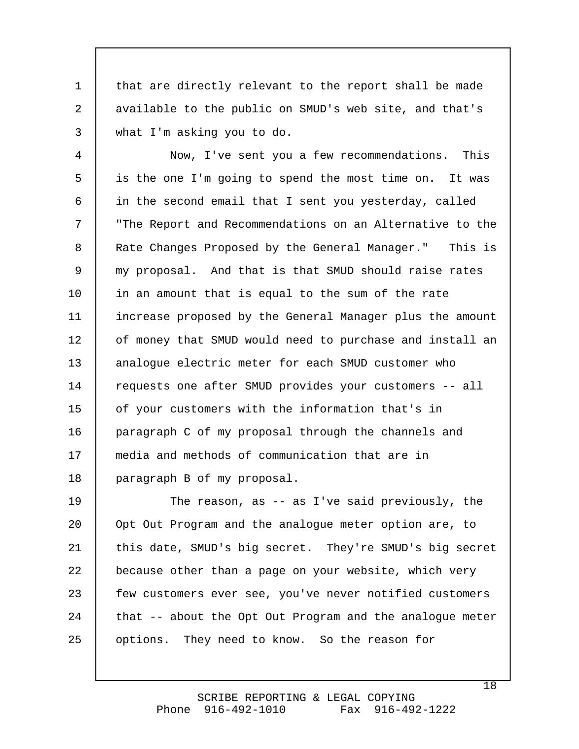that are directly relevant to the report shall be made available to the public on SMUD's web site, and that's what I'm asking you to do.

Now, I've sent you a few recommendations. This is the one I'm going to spend the most time on. It was in the second email that I sent you yesterday, called "The Report and Recommendations on an Alternative to the Rate Changes Proposed by the General Manager." This is my proposal. And that is that SMUD should raise rates in an amount that is equal to the sum of the rate increase proposed by the General Manager plus the amount of money that SMUD would need to purchase and install an analogue electric meter for each SMUD customer who requests one after SMUD provides your customers -- all of your customers with the information that's in paragraph C of my proposal through the channels and media and methods of communication that are in paragraph B of my proposal.

The reason, as -- as I've said previously, the Opt Out Program and the analogue meter option are, to this date, SMUD's big secret. They're SMUD's big secret because other than a page on your website, which very few customers ever see, you've never notified customers that -- about the Opt Out Program and the analogue meter options. They need to know. So the reason for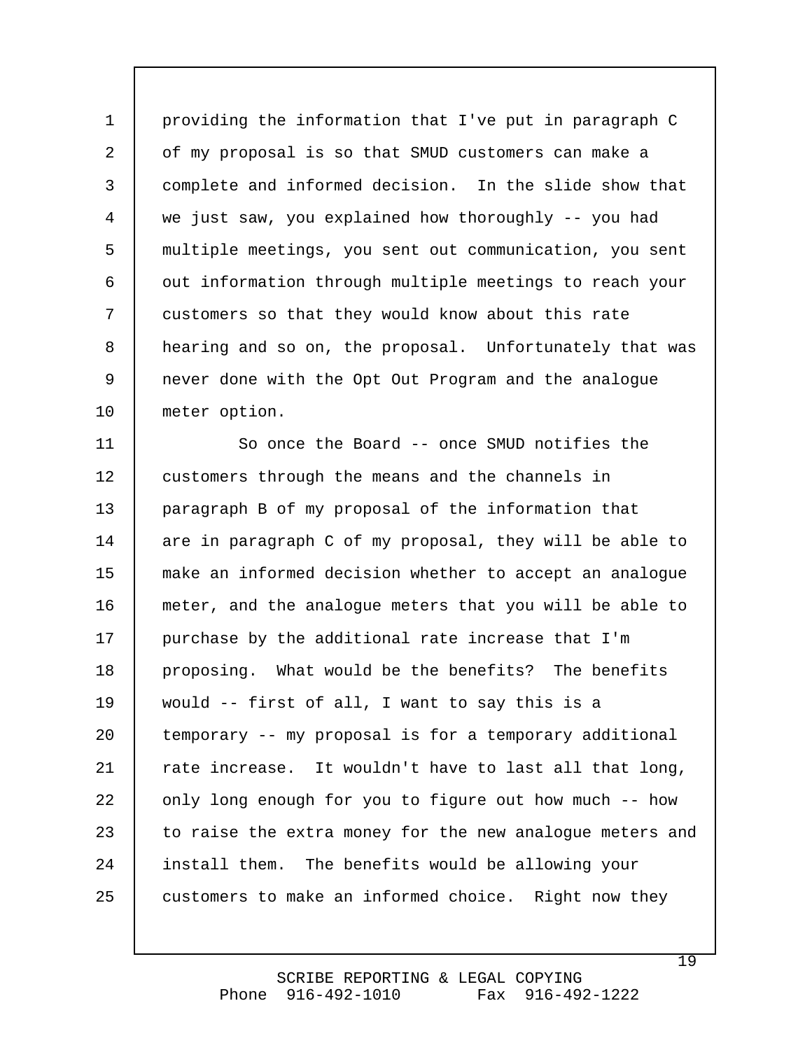providing the information that I've put in paragraph C of my proposal is so that SMUD customers can make a complete and informed decision. In the slide show that we just saw, you explained how thoroughly -- you had multiple meetings, you sent out communication, you sent out information through multiple meetings to reach your customers so that they would know about this rate hearing and so on, the proposal. Unfortunately that was never done with the Opt Out Program and the analogue meter option.

So once the Board -- once SMUD notifies the customers through the means and the channels in paragraph B of my proposal of the information that are in paragraph C of my proposal, they will be able to make an informed decision whether to accept an analogue meter, and the analogue meters that you will be able to purchase by the additional rate increase that I'm proposing. What would be the benefits? The benefits would -- first of all, I want to say this is a temporary -- my proposal is for a temporary additional rate increase. It wouldn't have to last all that long, only long enough for you to figure out how much -- how to raise the extra money for the new analogue meters and install them. The benefits would be allowing your customers to make an informed choice. Right now they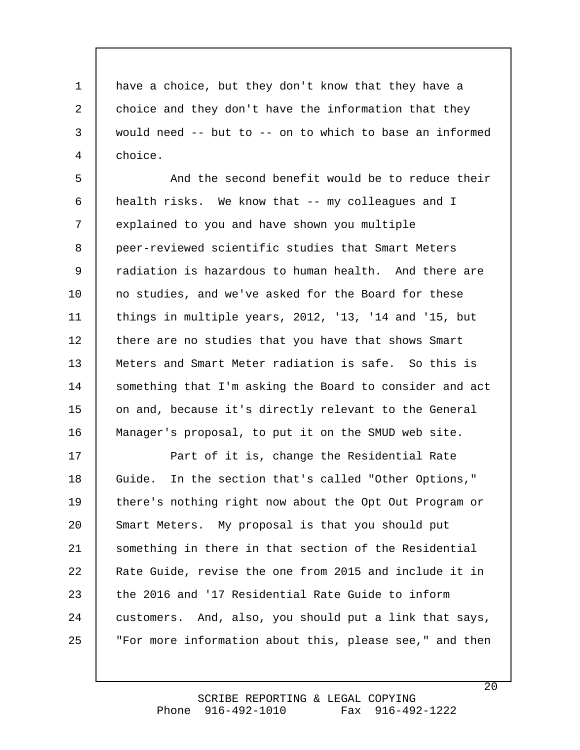have a choice, but they don't know that they have a choice and they don't have the information that they would need -- but to -- on to which to base an informed choice.

And the second benefit would be to reduce their health risks. We know that -- my colleagues and I explained to you and have shown you multiple peer-reviewed scientific studies that Smart Meters radiation is hazardous to human health. And there are no studies, and we've asked for the Board for these things in multiple years, 2012, '13, '14 and '15, but there are no studies that you have that shows Smart Meters and Smart Meter radiation is safe. So this is something that I'm asking the Board to consider and act on and, because it's directly relevant to the General Manager's proposal, to put it on the SMUD web site.

Part of it is, change the Residential Rate Guide. In the section that's called "Other Options," there's nothing right now about the Opt Out Program or Smart Meters. My proposal is that you should put something in there in that section of the Residential Rate Guide, revise the one from 2015 and include it in the 2016 and '17 Residential Rate Guide to inform customers. And, also, you should put a link that says, "For more information about this, please see," and then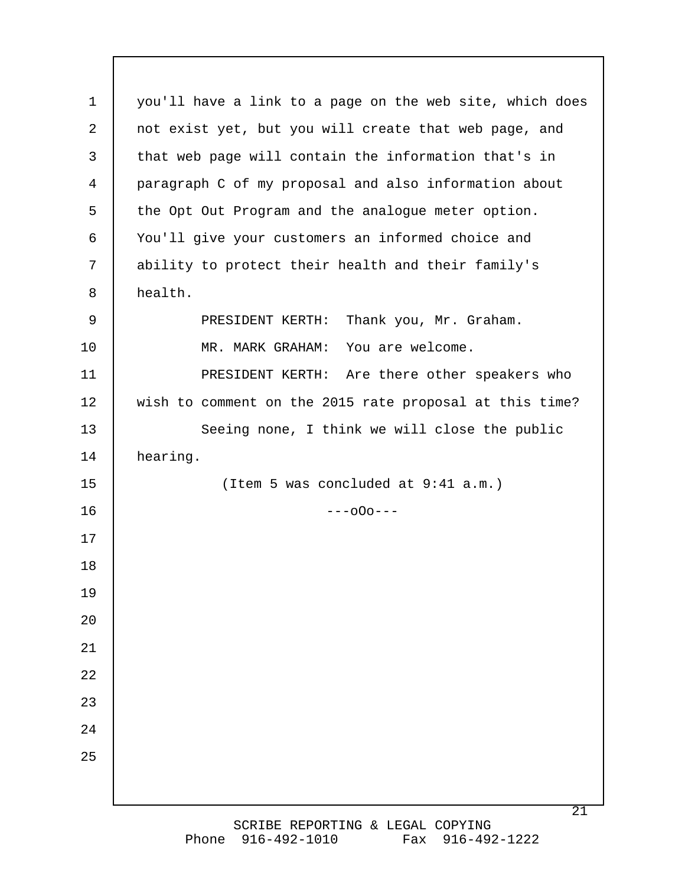you'll have a link to a page on the web site, which does not exist yet, but you will create that web page, and that web page will contain the information that's in paragraph C of my proposal and also information about the Opt Out Program and the analogue meter option. You'll give your customers an informed choice and ability to protect their health and their family's health.

PRESIDENT KERTH: Thank you, Mr. Graham.

MR. MARK GRAHAM: You are welcome.

PRESIDENT KERTH: Are there other speakers who wish to comment on the 2015 rate proposal at this time?

Seeing none, I think we will close the public hearing.

(Item 5 was concluded at 9:41 a.m.)

---oOo---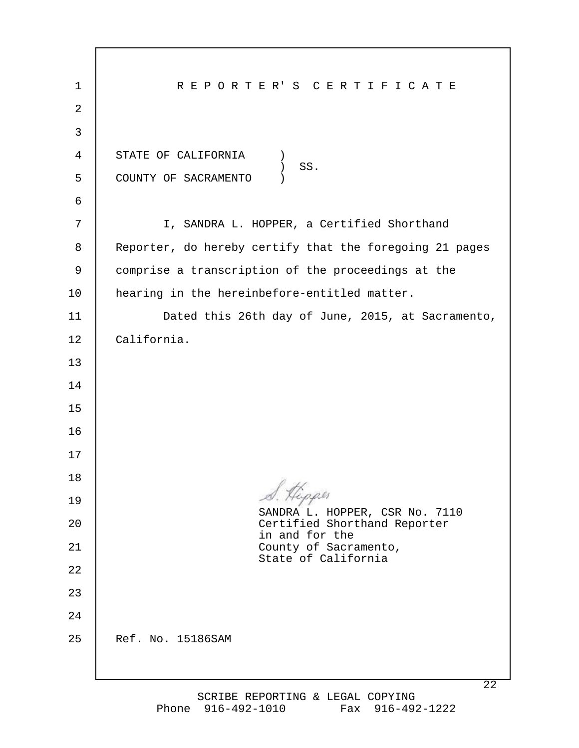# REPORTER'S CERTIFICATE

STATE OF CALIFORNIA )
) SS.
COUNTY OF SACRAMENTO )

I, SANDRA L. HOPPER, a Certified Shorthand Reporter, do hereby certify that the foregoing 21 pages comprise a transcription of the proceedings at the hearing in the hereinbefore-entitled matter.

Dated this 26th day of June, 2015, at Sacramento, California.

S. Hopper
SANDRA L. HOPPER, CSR No. 7110
Certified Shorthand Reporter
in and for the
County of Sacramento,
State of California

Ref. No. 15186SAM

SCRIBE REPORTING & LEGAL COPYING
Phone 916-492-1010 Fax 916-492-1222